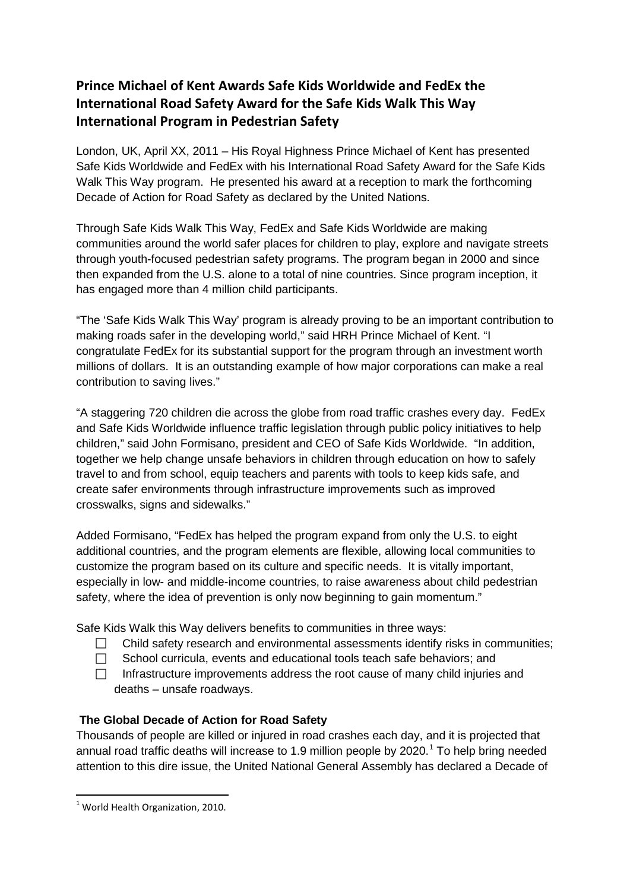# Prince Michael of Kent Awards Safe Kids Worldwide and FedEx the International Road Safety Award for the Safe Kids Walk This Way International Program in Pedestrian Safety

London, UK, April XX, 2011 – His Royal Highness Prince Michael of Kent has presented Safe Kids Worldwide and FedEx with his International Road Safety Award for the Safe Kids Walk This Way program. He presented his award at a reception to mark the forthcoming Decade of Action for Road Safety as declared by the United Nations.

Through Safe Kids Walk This Way, FedEx and Safe Kids Worldwide are making communities around the world safer places for children to play, explore and navigate streets through youth-focused pedestrian safety programs. The program began in 2000 and since then expanded from the U.S. alone to a total of nine countries. Since program inception, it has engaged more than 4 million child participants.

"The 'Safe Kids Walk This Way' program is already proving to be an important contribution to making roads safer in the developing world," said HRH Prince Michael of Kent. "I congratulate FedEx for its substantial support for the program through an investment worth millions of dollars. It is an outstanding example of how major corporations can make a real contribution to saving lives."

"A staggering 720 children die across the globe from road traffic crashes every day. FedEx and Safe Kids Worldwide influence traffic legislation through public policy initiatives to help children," said John Formisano, president and CEO of Safe Kids Worldwide. "In addition, together we help change unsafe behaviors in children through education on how to safely travel to and from school, equip teachers and parents with tools to keep kids safe, and create safer environments through infrastructure improvements such as improved crosswalks, signs and sidewalks."

Added Formisano, "FedEx has helped the program expand from only the U.S. to eight additional countries, and the program elements are flexible, allowing local communities to customize the program based on its culture and specific needs. It is vitally important, especially in low- and middle-income countries, to raise awareness about child pedestrian safety, where the idea of prevention is only now beginning to gain momentum."

Safe Kids Walk this Way delivers benefits to communities in three ways:

- Child safety research and environmental assessments identify risks in communities;
- School curricula, events and educational tools teach safe behaviors; and
- Infrastructure improvements address the root cause of many child injuries and deaths – unsafe roadways.

**The Global Decade of Action for Road Safety**

Thousands of people are killed or injured in road crashes each day, and it is projected that annual road traffic deaths will increase to 1.9 million people by 2020.[1] To help bring needed attention to this dire issue, the United National General Assembly has declared a Decade of

[1] World Health Organization, 2010.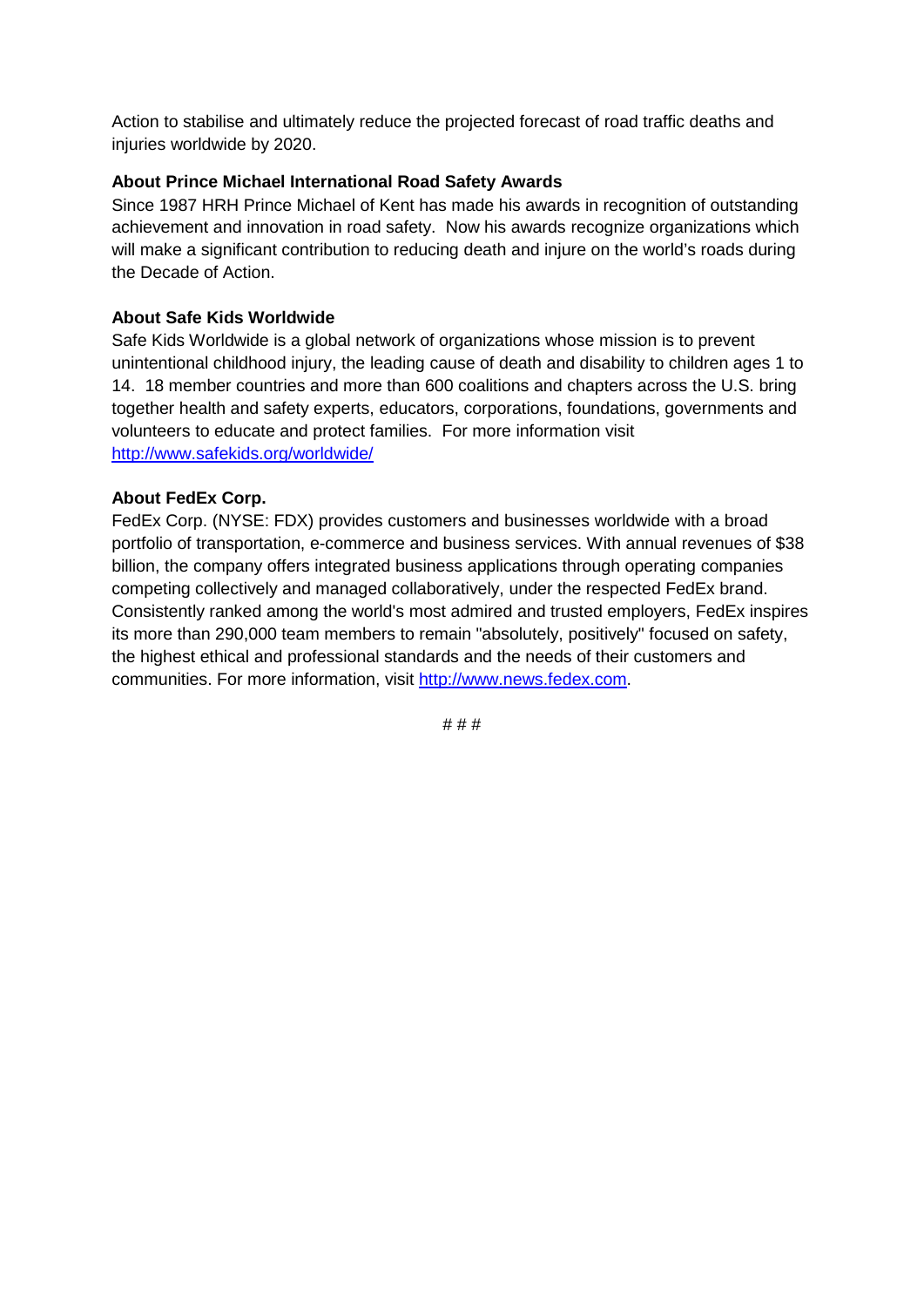Action to stabilise and ultimately reduce the projected forecast of road traffic deaths and injuries worldwide by 2020.

**About Prince Michael International Road Safety Awards**

Since 1987 HRH Prince Michael of Kent has made his awards in recognition of outstanding achievement and innovation in road safety. Now his awards recognize organizations which will make a significant contribution to reducing death and injure on the world's roads during the Decade of Action.

**About Safe Kids Worldwide**

Safe Kids Worldwide is a global network of organizations whose mission is to prevent unintentional childhood injury, the leading cause of death and disability to children ages 1 to 14. 18 member countries and more than 600 coalitions and chapters across the U.S. bring together health and safety experts, educators, corporations, foundations, governments and volunteers to educate and protect families. For more information visit [http://www.safekids.org/worldwide/](http://www.safekids.org/worldwide/)

**About FedEx Corp.**

FedEx Corp. (NYSE: FDX) provides customers and businesses worldwide with a broad portfolio of transportation, e-commerce and business services. With annual revenues of $38 billion, the company offers integrated business applications through operating companies competing collectively and managed collaboratively, under the respected FedEx brand. Consistently ranked among the world's most admired and trusted employers, FedEx inspires its more than 290,000 team members to remain "absolutely, positively" focused on safety, the highest ethical and professional standards and the needs of their customers and communities. For more information, visit [http://www.news.fedex.com](http://www.news.fedex.com).

# # #